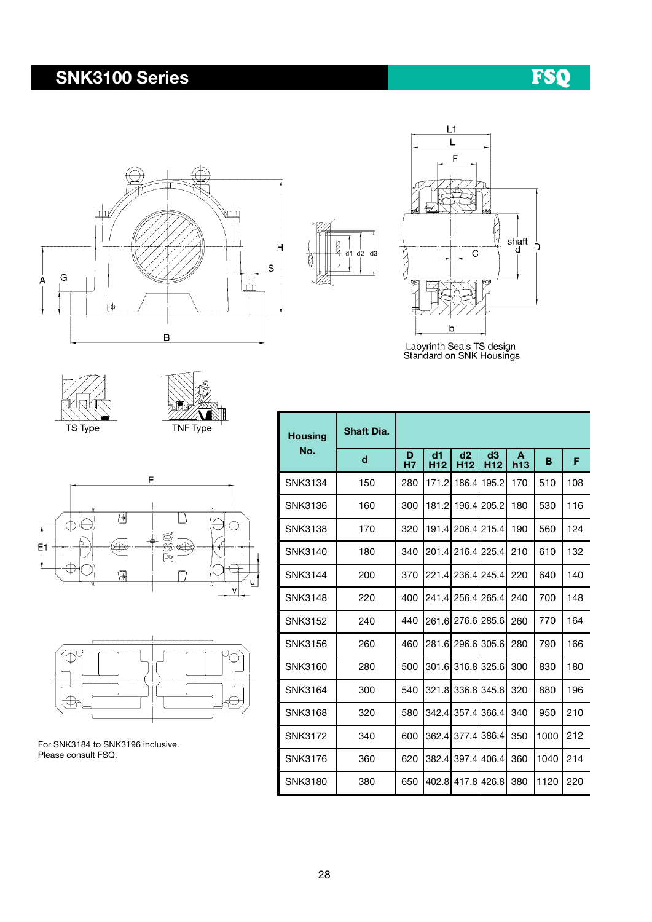## SNK3100 Series

FSQ

Labyrinth Seals TS design
Standard on SNK Housings

TS Type

TNF Type

For SNK3184 to SNK3196 inclusive.
Please consult FSQ.

| Housing No. | Shaft Dia. | | | | | | | |
|---|---|---|---|---|---|---|---|---|
| | d | D H7 | d1 H12 | d2 H12 | d3 H12 | A h13 | B | F |
| SNK3134 | 150 | 280 | 171.2 | 186.4 | 195.2 | 170 | 510 | 108 |
| SNK3136 | 160 | 300 | 181.2 | 196.4 | 205.2 | 180 | 530 | 116 |
| SNK3138 | 170 | 320 | 191.4 | 206.4 | 215.4 | 190 | 560 | 124 |
| SNK3140 | 180 | 340 | 201.4 | 216.4 | 225.4 | 210 | 610 | 132 |
| SNK3144 | 200 | 370 | 221.4 | 236.4 | 245.4 | 220 | 640 | 140 |
| SNK3148 | 220 | 400 | 241.4 | 256.4 | 265.4 | 240 | 700 | 148 |
| SNK3152 | 240 | 440 | 261.6 | 276.6 | 285.6 | 260 | 770 | 164 |
| SNK3156 | 260 | 460 | 281.6 | 296.6 | 305.6 | 280 | 790 | 166 |
| SNK3160 | 280 | 500 | 301.6 | 316.8 | 325.6 | 300 | 830 | 180 |
| SNK3164 | 300 | 540 | 321.8 | 336.8 | 345.8 | 320 | 880 | 196 |
| SNK3168 | 320 | 580 | 342.4 | 357.4 | 366.4 | 340 | 950 | 210 |
| SNK3172 | 340 | 600 | 362.4 | 377.4 | 386.4 | 350 | 1000 | 212 |
| SNK3176 | 360 | 620 | 382.4 | 397.4 | 406.4 | 360 | 1040 | 214 |
| SNK3180 | 380 | 650 | 402.8 | 417.8 | 426.8 | 380 | 1120 | 220 |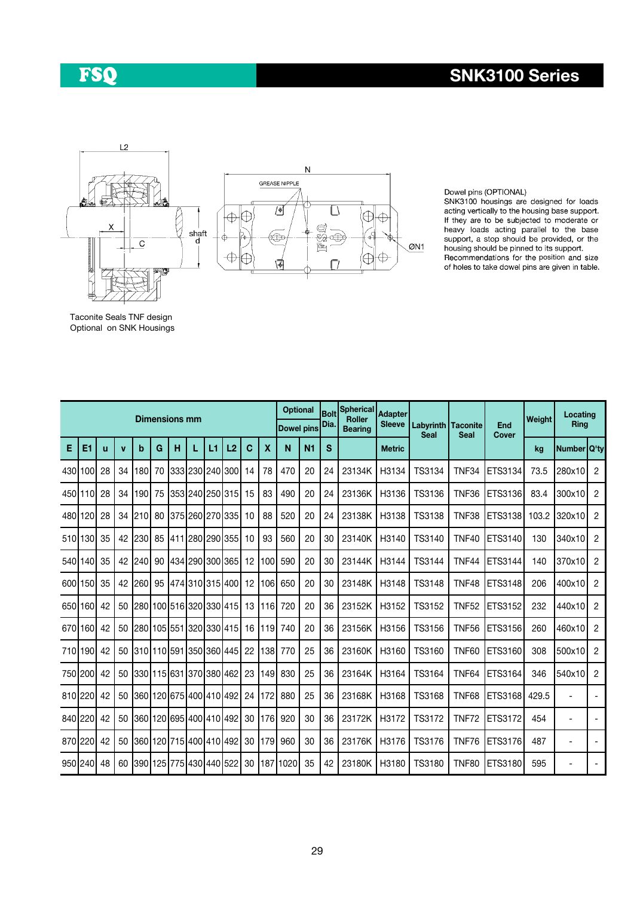# FSQ

## SNK3100 Series

L2

N

GREASE NIPPLE

X

C

shaft d

ØN1

Taconite Seals TNF design
Optional on SNK Housings

Dowel pins (OPTIONAL)
SNK3100 housings are designed for loads acting vertically to the housing base support. If they are to be subjected to moderate or heavy loads acting parallel to the base support, a stop should be provided, or the housing should be pinned to its support. Recommendations for the position and size of holes to take dowel pins are given in table.

| Dimensions mm | | | | | | | | | | | | Optional Dowel pins | | Bolt Dia. | Spherical Roller Bearing | Adapter Sleeve | Labyrinth Seal | Taconite Seal | End Cover | Weight | Locating Ring | |
|---|---|---|---|---|---|---|---|---|---|---|---|---|---|---|---|---|---|---|---|---|---|---|
| E | E1 | u | v | b | G | H | L | L1 | L2 | C | X | N | N1 | S | | Metric | | | | kg | Number | Q'ty |
| 430 | 100 | 28 | 34 | 180 | 70 | 333 | 230 | 240 | 300 | 14 | 78 | 470 | 20 | 24 | 23134K | H3134 | TS3134 | TNF34 | ETS3134 | 73.5 | 280x10 | 2 |
| 450 | 110 | 28 | 34 | 190 | 75 | 353 | 240 | 250 | 315 | 15 | 83 | 490 | 20 | 24 | 23136K | H3136 | TS3136 | TNF36 | ETS3136 | 83.4 | 300x10 | 2 |
| 480 | 120 | 28 | 34 | 210 | 80 | 375 | 260 | 270 | 335 | 10 | 88 | 520 | 20 | 24 | 23138K | H3138 | TS3138 | TNF38 | ETS3138 | 103.2 | 320x10 | 2 |
| 510 | 130 | 35 | 42 | 230 | 85 | 411 | 280 | 290 | 355 | 10 | 93 | 560 | 20 | 30 | 23140K | H3140 | TS3140 | TNF40 | ETS3140 | 130 | 340x10 | 2 |
| 540 | 140 | 35 | 42 | 240 | 90 | 434 | 290 | 300 | 365 | 12 | 100 | 590 | 20 | 30 | 23144K | H3144 | TS3144 | TNF44 | ETS3144 | 140 | 370x10 | 2 |
| 600 | 150 | 35 | 42 | 260 | 95 | 474 | 310 | 315 | 400 | 12 | 106 | 650 | 20 | 30 | 23148K | H3148 | TS3148 | TNF48 | ETS3148 | 206 | 400x10 | 2 |
| 650 | 160 | 42 | 50 | 280 | 100 | 516 | 320 | 330 | 415 | 13 | 116 | 720 | 20 | 36 | 23152K | H3152 | TS3152 | TNF52 | ETS3152 | 232 | 440x10 | 2 |
| 670 | 160 | 42 | 50 | 280 | 105 | 551 | 320 | 330 | 415 | 16 | 119 | 740 | 20 | 36 | 23156K | H3156 | TS3156 | TNF56 | ETS3156 | 260 | 460x10 | 2 |
| 710 | 190 | 42 | 50 | 310 | 110 | 591 | 350 | 360 | 445 | 22 | 138 | 770 | 25 | 36 | 23160K | H3160 | TS3160 | TNF60 | ETS3160 | 308 | 500x10 | 2 |
| 750 | 200 | 42 | 50 | 330 | 115 | 631 | 370 | 380 | 462 | 23 | 149 | 830 | 25 | 36 | 23164K | H3164 | TS3164 | TNF64 | ETS3164 | 346 | 540x10 | 2 |
| 810 | 220 | 42 | 50 | 360 | 120 | 675 | 400 | 410 | 492 | 24 | 172 | 880 | 25 | 36 | 23168K | H3168 | TS3168 | TNF68 | ETS3168 | 429.5 | - | - |
| 840 | 220 | 42 | 50 | 360 | 120 | 695 | 400 | 410 | 492 | 30 | 176 | 920 | 30 | 36 | 23172K | H3172 | TS3172 | TNF72 | ETS3172 | 454 | - | - |
| 870 | 220 | 42 | 50 | 360 | 120 | 715 | 400 | 410 | 492 | 30 | 179 | 960 | 30 | 36 | 23176K | H3176 | TS3176 | TNF76 | ETS3176 | 487 | - | - |
| 950 | 240 | 48 | 60 | 390 | 125 | 775 | 430 | 440 | 522 | 30 | 187 | 1020 | 35 | 42 | 23180K | H3180 | TS3180 | TNF80 | ETS3180 | 595 | - | - |